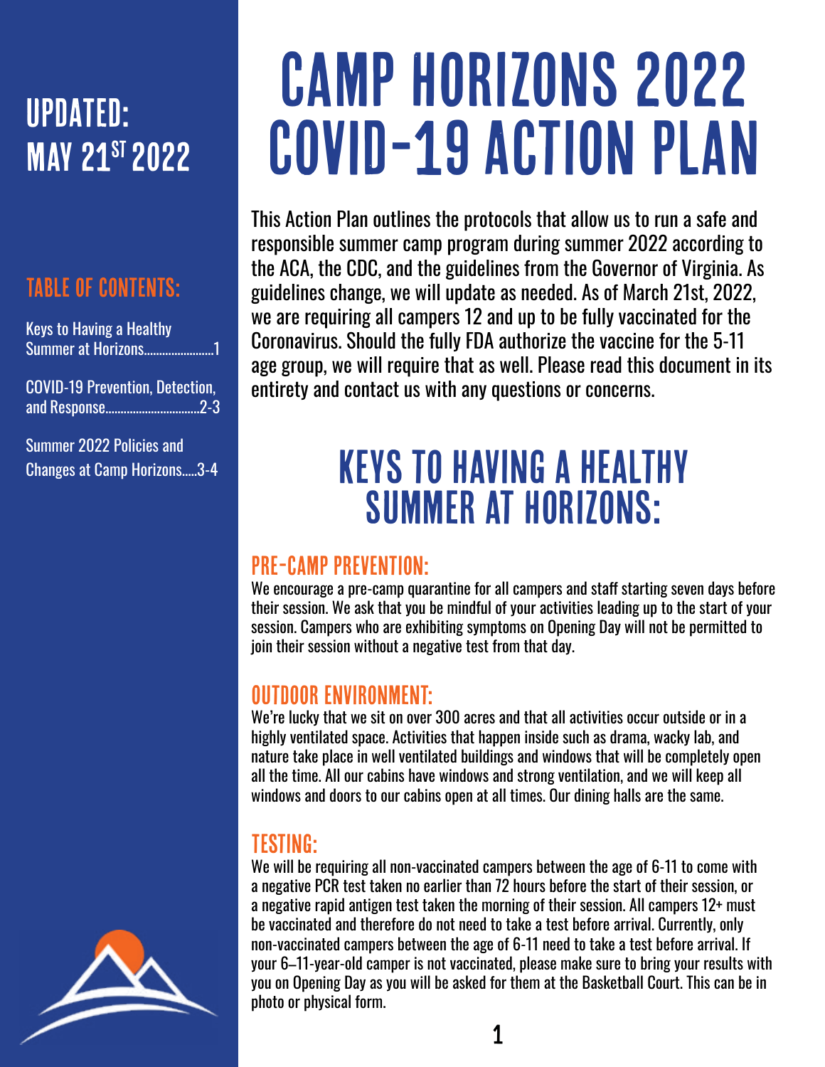UPDATED: MAY 21ST 2022

TABLE OF CONTENTS:

Keys to Having a Healthy Summer at Horizons........................1

COVID-19 Prevention, Detection, and Response...............................2-3

Summer 2022 Policies and Changes at Camp Horizons.....3-4

# CAMP HORIZONS 2022 COVID-19 ACTION PLAN

This Action Plan outlines the protocols that allow us to run a safe and responsible summer camp program during summer 2022 according to the ACA, the CDC, and the guidelines from the Governor of Virginia. As guidelines change, we will update as needed. As of March 21st, 2022, we are requiring all campers 12 and up to be fully vaccinated for the Coronavirus. Should the fully FDA authorize the vaccine for the 5-11 age group, we will require that as well. Please read this document in its entirety and contact us with any questions or concerns.

## KEYS TO HAVING A HEALTHY SUMMER AT HORIZONS:

### PRE-CAMP PREVENTION:

We encourage a pre-camp quarantine for all campers and staff starting seven days before their session. We ask that you be mindful of your activities leading up to the start of your session. Campers who are exhibiting symptoms on Opening Day will not be permitted to join their session without a negative test from that day.

### OUTDOOR ENVIRONMENT:

We're lucky that we sit on over 300 acres and that all activities occur outside or in a highly ventilated space. Activities that happen inside such as drama, wacky lab, and nature take place in well ventilated buildings and windows that will be completely open all the time. All our cabins have windows and strong ventilation, and we will keep all windows and doors to our cabins open at all times. Our dining halls are the same.

### TESTING:

We will be requiring all non-vaccinated campers between the age of 6-11 to come with a negative PCR test taken no earlier than 72 hours before the start of their session, or a negative rapid antigen test taken the morning of their session. All campers 12+ must be vaccinated and therefore do not need to take a test before arrival. Currently, only non-vaccinated campers between the age of 6-11 need to take a test before arrival. If your 6–11-year-old camper is not vaccinated, please make sure to bring your results with you on Opening Day as you will be asked for them at the Basketball Court. This can be in photo or physical form.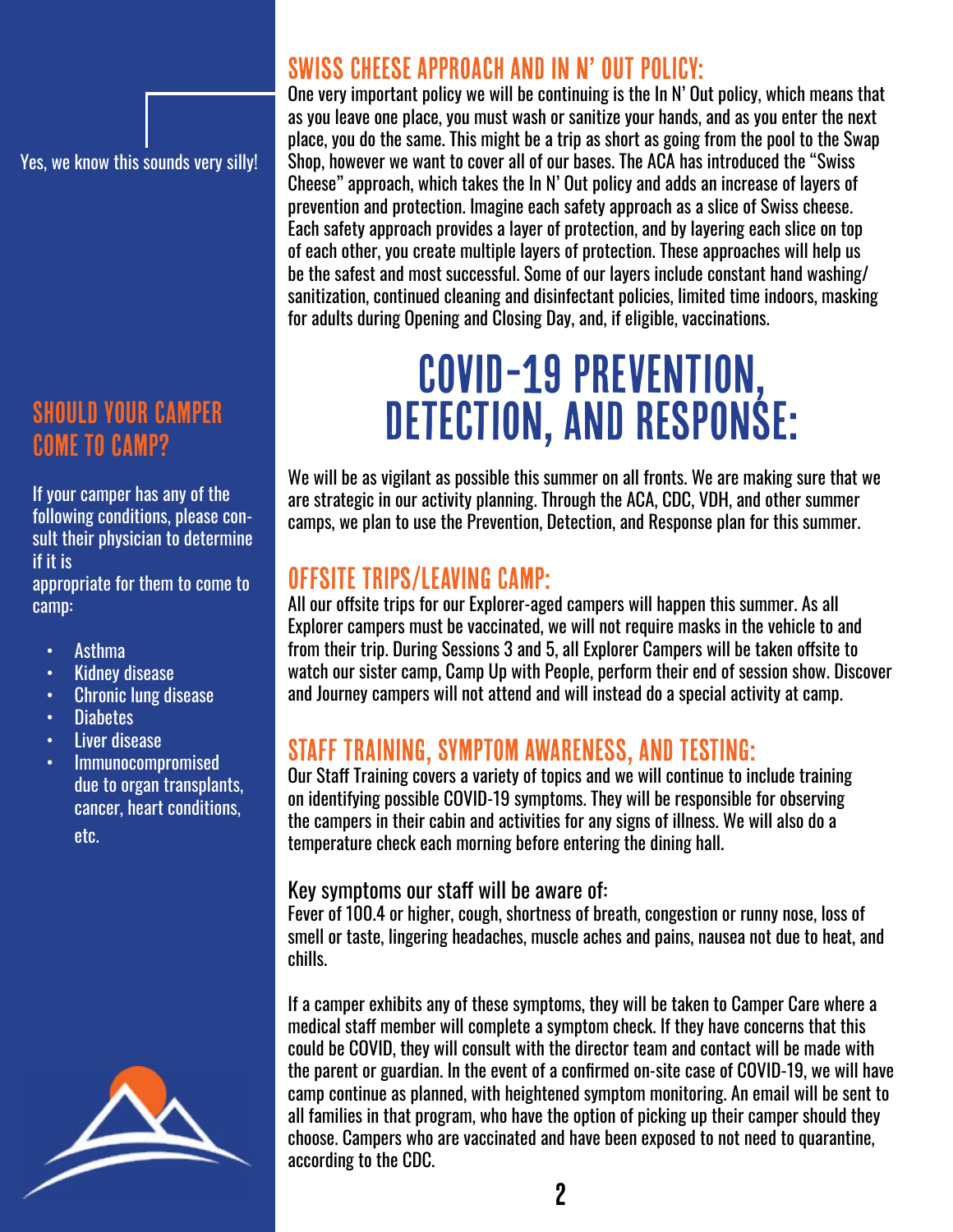## SWISS CHEESE APPROACH AND IN N' OUT POLICY:

One very important policy we will be continuing is the In N' Out policy, which means that as you leave one place, you must wash or sanitize your hands, and as you enter the next place, you do the same. This might be a trip as short as going from the pool to the Swap Shop, however we want to cover all of our bases. The ACA has introduced the "Swiss Cheese" approach, which takes the In N' Out policy and adds an increase of layers of prevention and protection. Imagine each safety approach as a slice of Swiss cheese. Each safety approach provides a layer of protection, and by layering each slice on top of each other, you create multiple layers of protection. These approaches will help us be the safest and most successful. Some of our layers include constant hand washing/ sanitization, continued cleaning and disinfectant policies, limited time indoors, masking for adults during Opening and Closing Day, and, if eligible, vaccinations.

Yes, we know this sounds very silly!

# COVID-19 PREVENTION, DETECTION, AND RESPONSE:

We will be as vigilant as possible this summer on all fronts. We are making sure that we are strategic in our activity planning. Through the ACA, CDC, VDH, and other summer camps, we plan to use the Prevention, Detection, and Response plan for this summer.

## SHOULD YOUR CAMPER COME TO CAMP?

If your camper has any of the following conditions, please consult their physician to determine if it is appropriate for them to come to camp:

- Asthma
- Kidney disease
- Chronic lung disease
- Diabetes
- Liver disease
- Immunocompromised due to organ transplants, cancer, heart conditions, etc.

## OFFSITE TRIPS/LEAVING CAMP:

All our offsite trips for our Explorer-aged campers will happen this summer. As all Explorer campers must be vaccinated, we will not require masks in the vehicle to and from their trip. During Sessions 3 and 5, all Explorer Campers will be taken offsite to watch our sister camp, Camp Up with People, perform their end of session show. Discover and Journey campers will not attend and will instead do a special activity at camp.

## STAFF TRAINING, SYMPTOM AWARENESS, AND TESTING:

Our Staff Training covers a variety of topics and we will continue to include training on identifying possible COVID-19 symptoms. They will be responsible for observing the campers in their cabin and activities for any signs of illness. We will also do a temperature check each morning before entering the dining hall.

### Key symptoms our staff will be aware of:

Fever of 100.4 or higher, cough, shortness of breath, congestion or runny nose, loss of smell or taste, lingering headaches, muscle aches and pains, nausea not due to heat, and chills.

If a camper exhibits any of these symptoms, they will be taken to Camper Care where a medical staff member will complete a symptom check. If they have concerns that this could be COVID, they will consult with the director team and contact will be made with the parent or guardian. In the event of a confirmed on-site case of COVID-19, we will have camp continue as planned, with heightened symptom monitoring. An email will be sent to all families in that program, who have the option of picking up their camper should they choose. Campers who are vaccinated and have been exposed to not need to quarantine, according to the CDC.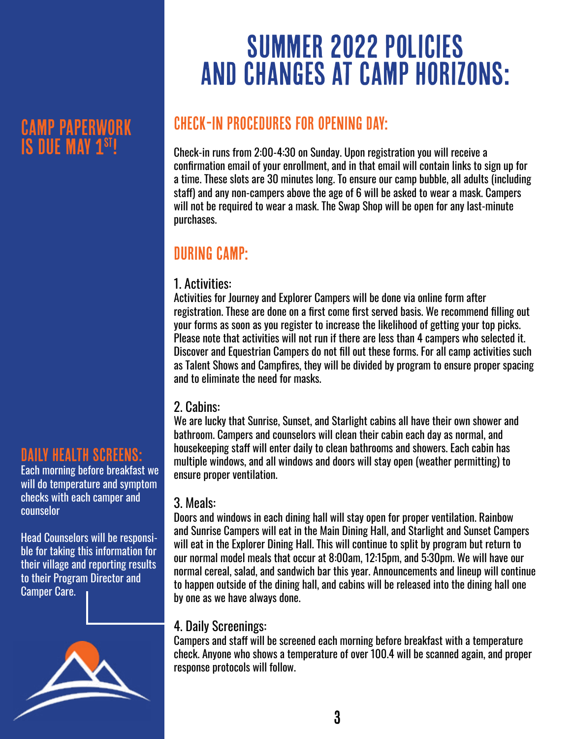# SUMMER 2022 POLICIES AND CHANGES AT CAMP HORIZONS:

## CAMP PAPERWORK IS DUE MAY 1ST!

## CHECK-IN PROCEDURES FOR OPENING DAY:

Check-in runs from 2:00-4:30 on Sunday. Upon registration you will receive a confirmation email of your enrollment, and in that email will contain links to sign up for a time. These slots are 30 minutes long. To ensure our camp bubble, all adults (including staff) and any non-campers above the age of 6 will be asked to wear a mask. Campers will not be required to wear a mask. The Swap Shop will be open for any last-minute purchases.

## DURING CAMP:

### 1. Activities:

Activities for Journey and Explorer Campers will be done via online form after registration. These are done on a first come first served basis. We recommend filling out your forms as soon as you register to increase the likelihood of getting your top picks. Please note that activities will not run if there are less than 4 campers who selected it. Discover and Equestrian Campers do not fill out these forms. For all camp activities such as Talent Shows and Campfires, they will be divided by program to ensure proper spacing and to eliminate the need for masks.

### 2. Cabins:

We are lucky that Sunrise, Sunset, and Starlight cabins all have their own shower and bathroom. Campers and counselors will clean their cabin each day as normal, and housekeeping staff will enter daily to clean bathrooms and showers. Each cabin has multiple windows, and all windows and doors will stay open (weather permitting) to ensure proper ventilation.

### 3. Meals:

Doors and windows in each dining hall will stay open for proper ventilation. Rainbow and Sunrise Campers will eat in the Main Dining Hall, and Starlight and Sunset Campers will eat in the Explorer Dining Hall. This will continue to split by program but return to our normal model meals that occur at 8:00am, 12:15pm, and 5:30pm. We will have our normal cereal, salad, and sandwich bar this year. Announcements and lineup will continue to happen outside of the dining hall, and cabins will be released into the dining hall one by one as we have always done.

### 4. Daily Screenings:

Campers and staff will be screened each morning before breakfast with a temperature check. Anyone who shows a temperature of over 100.4 will be scanned again, and proper response protocols will follow.

## DAILY HEALTH SCREENS:

Each morning before breakfast we will do temperature and symptom checks with each camper and counselor

Head Counselors will be responsible for taking this information for their village and reporting results to their Program Director and Camper Care.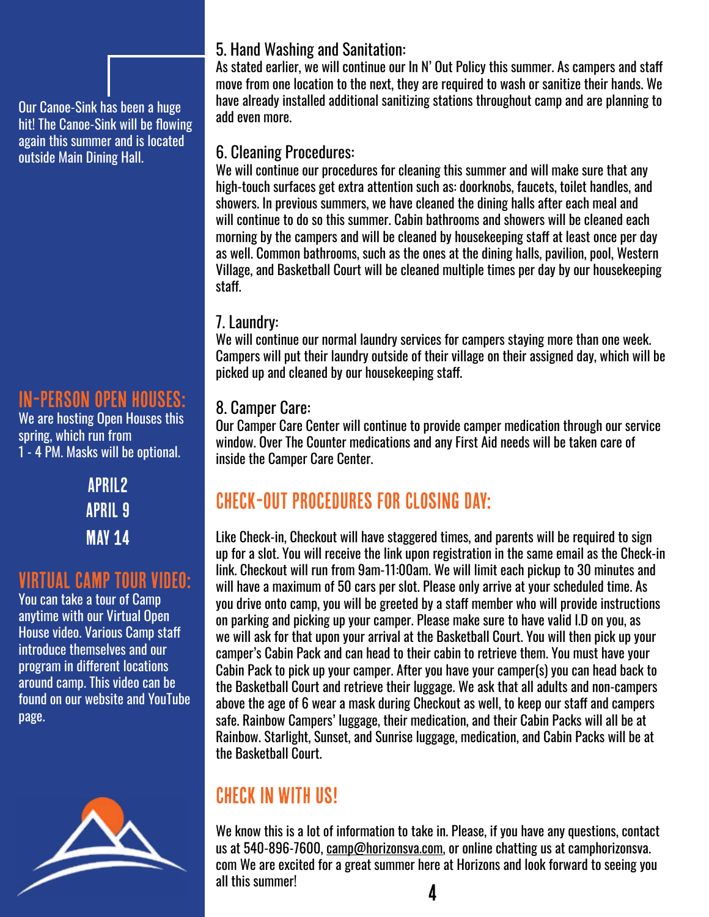Our Canoe-Sink has been a huge hit! The Canoe-Sink will be flowing again this summer and is located outside Main Dining Hall.

## IN-PERSON OPEN HOUSES:

We are hosting Open Houses this spring, which run from 1 - 4 PM. Masks will be optional.

APRIL2

APRIL 9

MAY 14

## VIRTUAL CAMP TOUR VIDEO:

You can take a tour of Camp anytime with our Virtual Open House video. Various Camp staff introduce themselves and our program in different locations around camp. This video can be found on our website and YouTube page.

### 5. Hand Washing and Sanitation:

As stated earlier, we will continue our In N' Out Policy this summer. As campers and staff move from one location to the next, they are required to wash or sanitize their hands. We have already installed additional sanitizing stations throughout camp and are planning to add even more.

### 6. Cleaning Procedures:

We will continue our procedures for cleaning this summer and will make sure that any high-touch surfaces get extra attention such as: doorknobs, faucets, toilet handles, and showers. In previous summers, we have cleaned the dining halls after each meal and will continue to do so this summer. Cabin bathrooms and showers will be cleaned each morning by the campers and will be cleaned by housekeeping staff at least once per day as well. Common bathrooms, such as the ones at the dining halls, pavilion, pool, Western Village, and Basketball Court will be cleaned multiple times per day by our housekeeping staff.

### 7. Laundry:

We will continue our normal laundry services for campers staying more than one week. Campers will put their laundry outside of their village on their assigned day, which will be picked up and cleaned by our housekeeping staff.

### 8. Camper Care:

Our Camper Care Center will continue to provide camper medication through our service window. Over The Counter medications and any First Aid needs will be taken care of inside the Camper Care Center.

## CHECK-OUT PROCEDURES FOR CLOSING DAY:

Like Check-in, Checkout will have staggered times, and parents will be required to sign up for a slot. You will receive the link upon registration in the same email as the Check-in link. Checkout will run from 9am-11:00am. We will limit each pickup to 30 minutes and will have a maximum of 50 cars per slot. Please only arrive at your scheduled time. As you drive onto camp, you will be greeted by a staff member who will provide instructions on parking and picking up your camper. Please make sure to have valid I.D on you, as we will ask for that upon your arrival at the Basketball Court. You will then pick up your camper's Cabin Pack and can head to their cabin to retrieve them. You must have your Cabin Pack to pick up your camper. After you have your camper(s) you can head back to the Basketball Court and retrieve their luggage. We ask that all adults and non-campers above the age of 6 wear a mask during Checkout as well, to keep our staff and campers safe. Rainbow Campers' luggage, their medication, and their Cabin Packs will all be at Rainbow. Starlight, Sunset, and Sunrise luggage, medication, and Cabin Packs will be at the Basketball Court.

## CHECK IN WITH US!

We know this is a lot of information to take in. Please, if you have any questions, contact us at 540-896-7600, camp@horizonsva.com, or online chatting us at camphorizonsva.com We are excited for a great summer here at Horizons and look forward to seeing you all this summer!